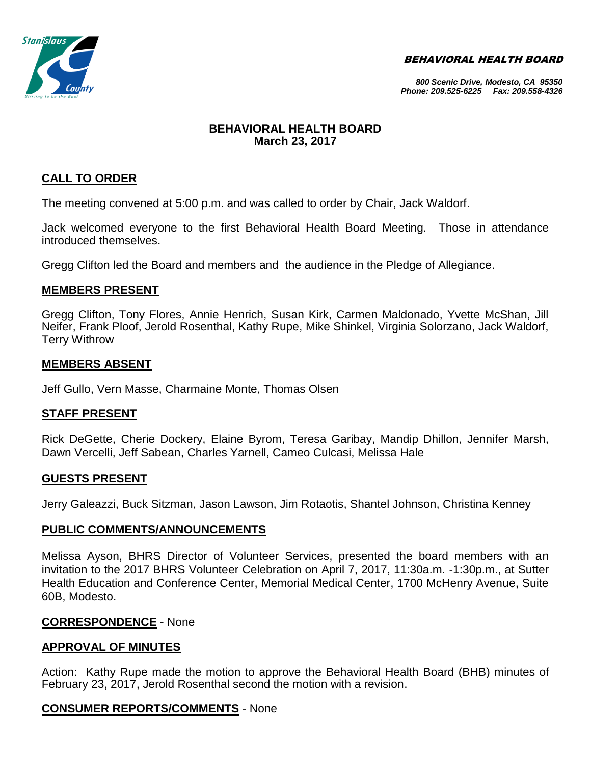BEHAVIORAL HEALTH BOARD

800 Scenic Drive, Modesto, CA 95350
Phone: 209.525-6225 Fax: 209.558-4326

# BEHAVIORAL HEALTH BOARD
**March 23, 2017**

## CALL TO ORDER

The meeting convened at 5:00 p.m. and was called to order by Chair, Jack Waldorf.

Jack welcomed everyone to the first Behavioral Health Board Meeting. Those in attendance introduced themselves.

Gregg Clifton led the Board and members and the audience in the Pledge of Allegiance.

## MEMBERS PRESENT

Gregg Clifton, Tony Flores, Annie Henrich, Susan Kirk, Carmen Maldonado, Yvette McShan, Jill Neifer, Frank Ploof, Jerold Rosenthal, Kathy Rupe, Mike Shinkel, Virginia Solorzano, Jack Waldorf, Terry Withrow

## MEMBERS ABSENT

Jeff Gullo, Vern Masse, Charmaine Monte, Thomas Olsen

## STAFF PRESENT

Rick DeGette, Cherie Dockery, Elaine Byrom, Teresa Garibay, Mandip Dhillon, Jennifer Marsh, Dawn Vercelli, Jeff Sabean, Charles Yarnell, Cameo Culcasi, Melissa Hale

## GUESTS PRESENT

Jerry Galeazzi, Buck Sitzman, Jason Lawson, Jim Rotaotis, Shantel Johnson, Christina Kenney

## PUBLIC COMMENTS/ANNOUNCEMENTS

Melissa Ayson, BHRS Director of Volunteer Services, presented the board members with an invitation to the 2017 BHRS Volunteer Celebration on April 7, 2017, 11:30a.m. -1:30p.m., at Sutter Health Education and Conference Center, Memorial Medical Center, 1700 McHenry Avenue, Suite 60B, Modesto.

**CORRESPONDENCE** - None

## APPROVAL OF MINUTES

Action: Kathy Rupe made the motion to approve the Behavioral Health Board (BHB) minutes of February 23, 2017, Jerold Rosenthal second the motion with a revision.

**CONSUMER REPORTS/COMMENTS** - None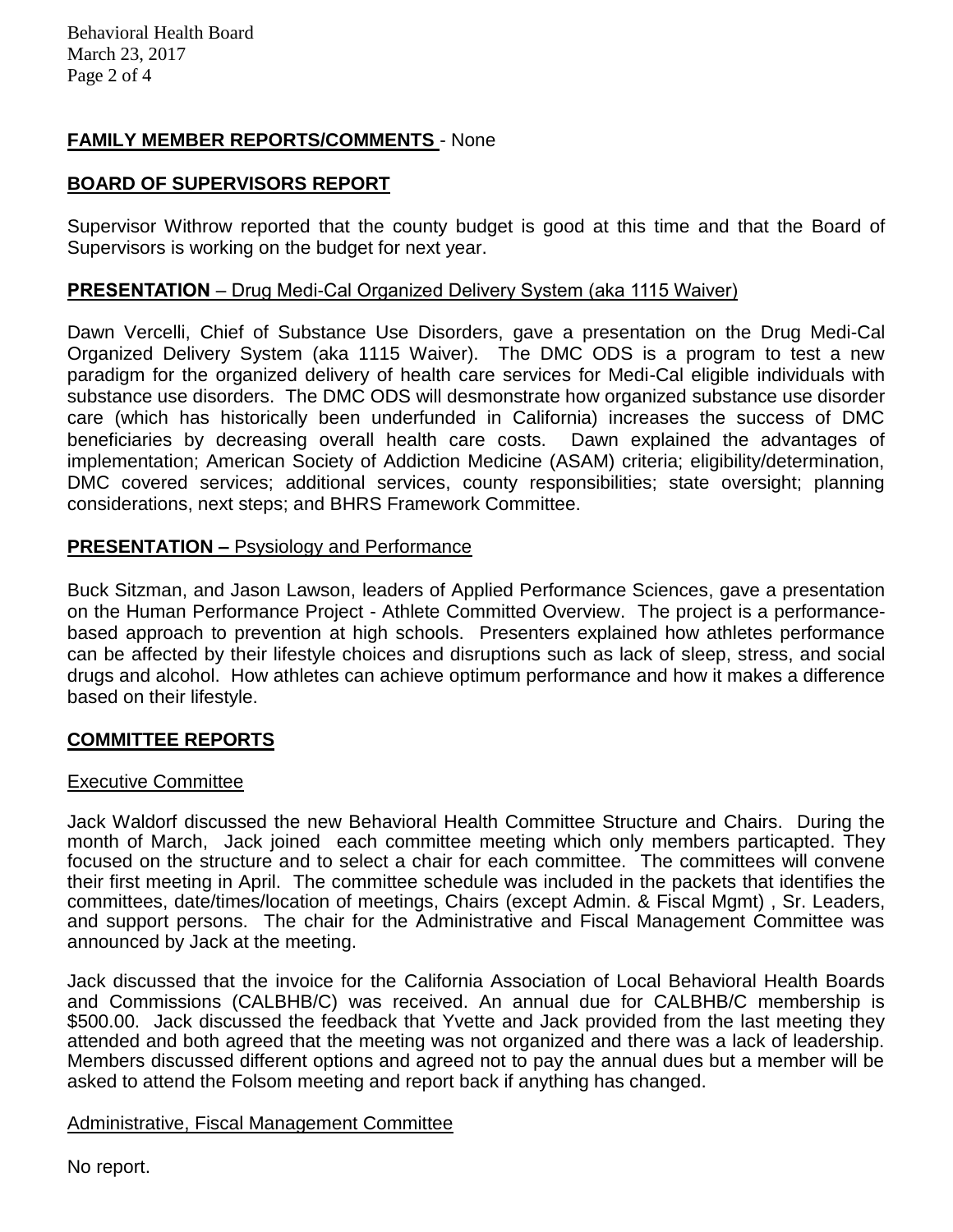**FAMILY MEMBER REPORTS/COMMENTS** - None

**BOARD OF SUPERVISORS REPORT**

Supervisor Withrow reported that the county budget is good at this time and that the Board of Supervisors is working on the budget for next year.

**PRESENTATION** – Drug Medi-Cal Organized Delivery System (aka 1115 Waiver)

Dawn Vercelli, Chief of Substance Use Disorders, gave a presentation on the Drug Medi-Cal Organized Delivery System (aka 1115 Waiver). The DMC ODS is a program to test a new paradigm for the organized delivery of health care services for Medi-Cal eligible individuals with substance use disorders. The DMC ODS will desmonstrate how organized substance use disorder care (which has historically been underfunded in California) increases the success of DMC beneficiaries by decreasing overall health care costs. Dawn explained the advantages of implementation; American Society of Addiction Medicine (ASAM) criteria; eligibility/determination, DMC covered services; additional services, county responsibilities; state oversight; planning considerations, next steps; and BHRS Framework Committee.

**PRESENTATION –** Psysiology and Performance

Buck Sitzman, and Jason Lawson, leaders of Applied Performance Sciences, gave a presentation on the Human Performance Project - Athlete Committed Overview. The project is a performance-based approach to prevention at high schools. Presenters explained how athletes performance can be affected by their lifestyle choices and disruptions such as lack of sleep, stress, and social drugs and alcohol. How athletes can achieve optimum performance and how it makes a difference based on their lifestyle.

**COMMITTEE REPORTS**

Executive Committee

Jack Waldorf discussed the new Behavioral Health Committee Structure and Chairs. During the month of March, Jack joined each committee meeting which only members particapted. They focused on the structure and to select a chair for each committee. The committees will convene their first meeting in April. The committee schedule was included in the packets that identifies the committees, date/times/location of meetings, Chairs (except Admin. & Fiscal Mgmt) , Sr. Leaders, and support persons. The chair for the Administrative and Fiscal Management Committee was announced by Jack at the meeting.

Jack discussed that the invoice for the California Association of Local Behavioral Health Boards and Commissions (CALBHB/C) was received. An annual due for CALBHB/C membership is $500.00. Jack discussed the feedback that Yvette and Jack provided from the last meeting they attended and both agreed that the meeting was not organized and there was a lack of leadership. Members discussed different options and agreed not to pay the annual dues but a member will be asked to attend the Folsom meeting and report back if anything has changed.

Administrative, Fiscal Management Committee

No report.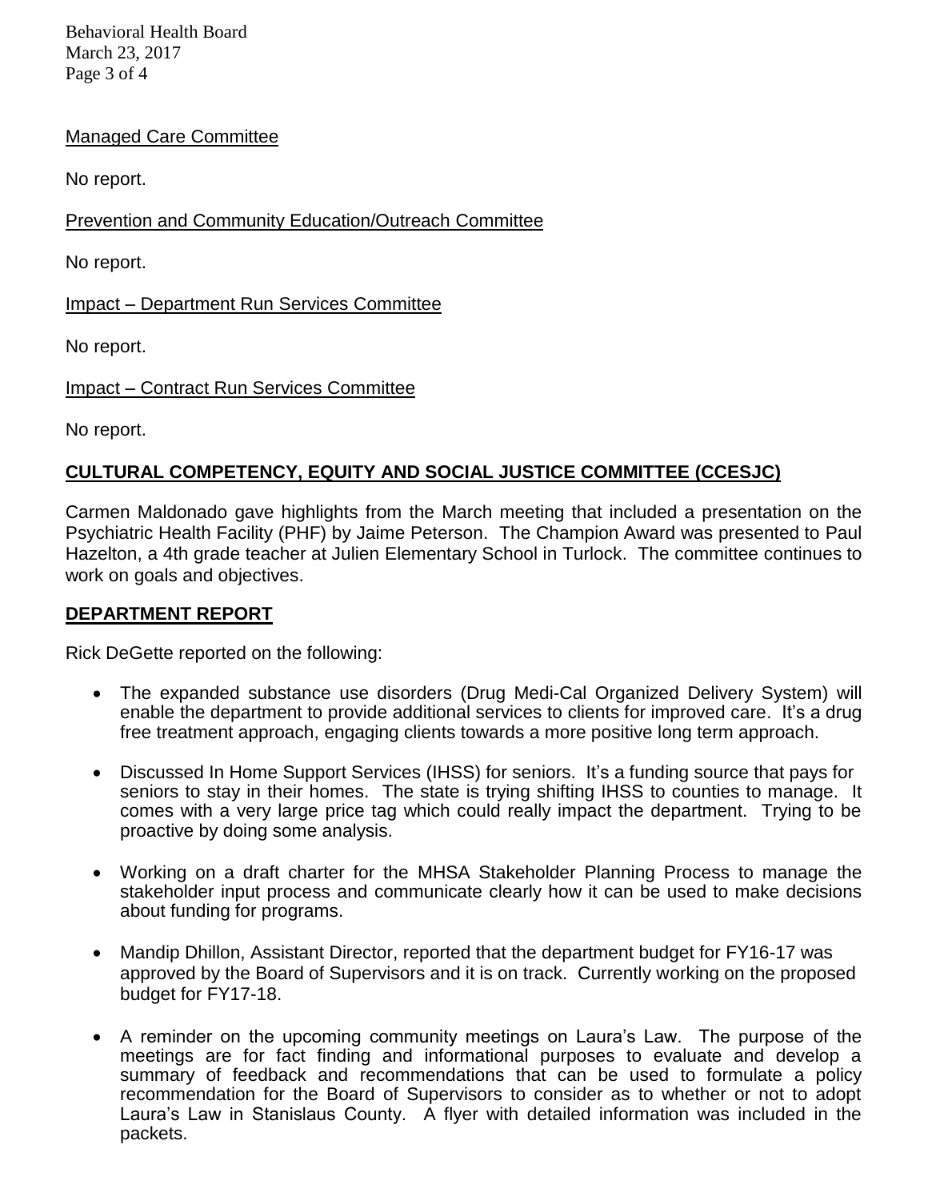Managed Care Committee

No report.

Prevention and Community Education/Outreach Committee

No report.

Impact – Department Run Services Committee

No report.

Impact – Contract Run Services Committee

No report.

## CULTURAL COMPETENCY, EQUITY AND SOCIAL JUSTICE COMMITTEE (CCESJC)

Carmen Maldonado gave highlights from the March meeting that included a presentation on the Psychiatric Health Facility (PHF) by Jaime Peterson. The Champion Award was presented to Paul Hazelton, a 4th grade teacher at Julien Elementary School in Turlock. The committee continues to work on goals and objectives.

## DEPARTMENT REPORT

Rick DeGette reported on the following:

- The expanded substance use disorders (Drug Medi-Cal Organized Delivery System) will enable the department to provide additional services to clients for improved care. It's a drug free treatment approach, engaging clients towards a more positive long term approach.

- Discussed In Home Support Services (IHSS) for seniors. It's a funding source that pays for seniors to stay in their homes. The state is trying shifting IHSS to counties to manage. It comes with a very large price tag which could really impact the department. Trying to be proactive by doing some analysis.

- Working on a draft charter for the MHSA Stakeholder Planning Process to manage the stakeholder input process and communicate clearly how it can be used to make decisions about funding for programs.

- Mandip Dhillon, Assistant Director, reported that the department budget for FY16-17 was approved by the Board of Supervisors and it is on track. Currently working on the proposed budget for FY17-18.

- A reminder on the upcoming community meetings on Laura's Law. The purpose of the meetings are for fact finding and informational purposes to evaluate and develop a summary of feedback and recommendations that can be used to formulate a policy recommendation for the Board of Supervisors to consider as to whether or not to adopt Laura's Law in Stanislaus County. A flyer with detailed information was included in the packets.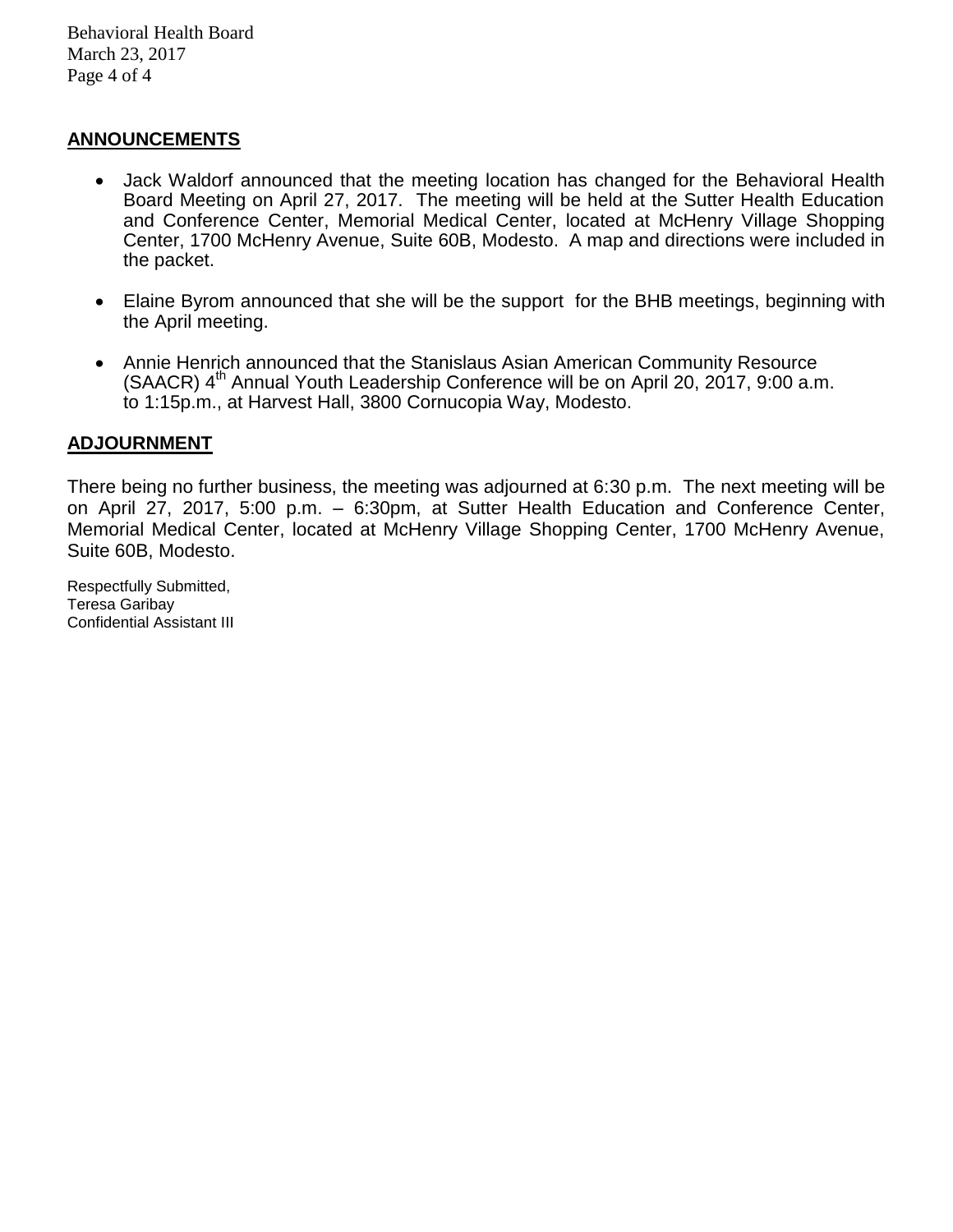## ANNOUNCEMENTS

- Jack Waldorf announced that the meeting location has changed for the Behavioral Health Board Meeting on April 27, 2017. The meeting will be held at the Sutter Health Education and Conference Center, Memorial Medical Center, located at McHenry Village Shopping Center, 1700 McHenry Avenue, Suite 60B, Modesto. A map and directions were included in the packet.

- Elaine Byrom announced that she will be the support for the BHB meetings, beginning with the April meeting.

- Annie Henrich announced that the Stanislaus Asian American Community Resource (SAACR) 4th Annual Youth Leadership Conference will be on April 20, 2017, 9:00 a.m. to 1:15p.m., at Harvest Hall, 3800 Cornucopia Way, Modesto.

## ADJOURNMENT

There being no further business, the meeting was adjourned at 6:30 p.m. The next meeting will be on April 27, 2017, 5:00 p.m. – 6:30pm, at Sutter Health Education and Conference Center, Memorial Medical Center, located at McHenry Village Shopping Center, 1700 McHenry Avenue, Suite 60B, Modesto.

Respectfully Submitted,
Teresa Garibay
Confidential Assistant III